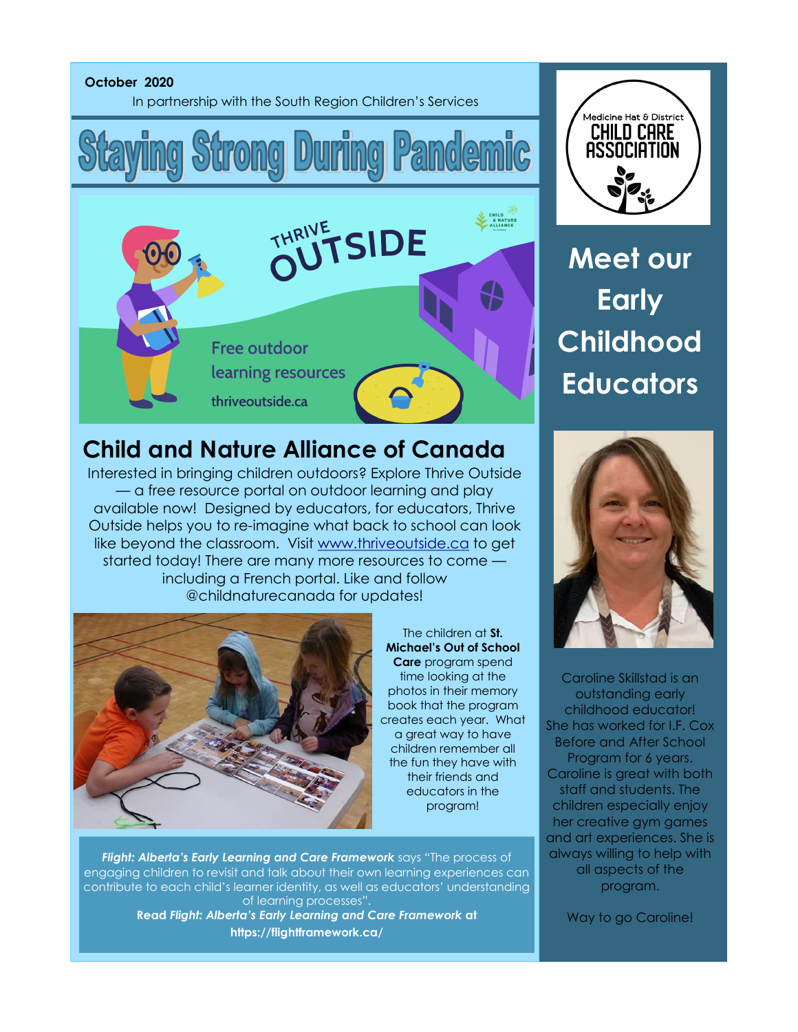**October 2020**

In partnership with the South Region Children's Services

# Staying Strong During Pandemic

THRIVE OUTSIDE

Free outdoor learning resources

thriveoutside.ca

## Child and Nature Alliance of Canada

Interested in bringing children outdoors? Explore Thrive Outside — a free resource portal on outdoor learning and play available now! Designed by educators, for educators, Thrive Outside helps you to re-imagine what back to school can look like beyond the classroom. Visit www.thriveoutside.ca to get started today! There are many more resources to come — including a French portal. Like and follow @childnaturecanada for updates!

The children at **St. Michael's Out of School Care** program spend time looking at the photos in their memory book that the program creates each year. What a great way to have children remember all the fun they have with their friends and educators in the program!

***Flight: Alberta's Early Learning and Care Framework*** says "The process of engaging children to revisit and talk about their own learning experiences can contribute to each child's learner identity, as well as educators' understanding of learning processes".

**Read *Flight: Alberta's Early Learning and Care Framework* at https://flightframework.ca/**

Medicine Hat & District CHILD CARE ASSOCIATION

## Meet our Early Childhood Educators

Caroline Skillstad is an outstanding early childhood educator! She has worked for I.F. Cox Before and After School Program for 6 years. Caroline is great with both staff and students. The children especially enjoy her creative gym games and art experiences. She is always willing to help with all aspects of the program.

Way to go Caroline!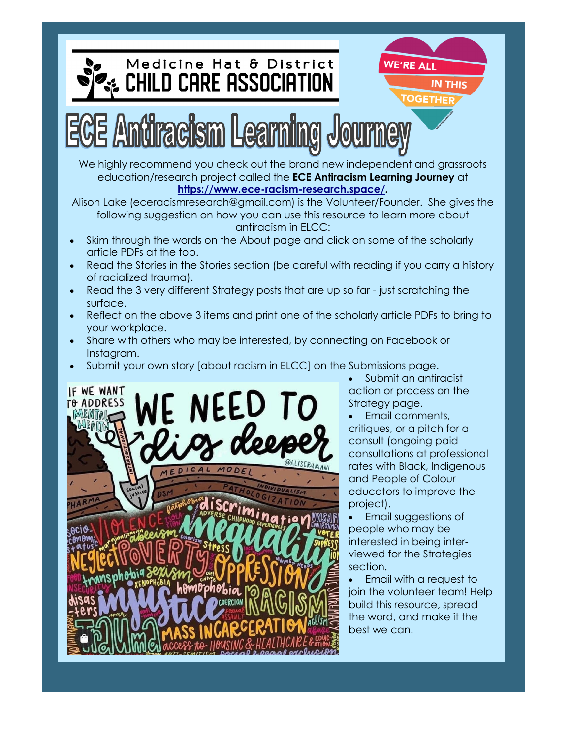Medicine Hat & District
CHILD CARE ASSOCIATION

WE'RE ALL IN THIS TOGETHER

# ECE Antiracism Learning Journey

We highly recommend you check out the brand new independent and grassroots education/research project called the **ECE Antiracism Learning Journey** at **https://www.ece-racism-research.space/.**

Alison Lake (eceracismresearch@gmail.com) is the Volunteer/Founder. She gives the following suggestion on how you can use this resource to learn more about antiracism in ELCC:

- Skim through the words on the About page and click on some of the scholarly article PDFs at the top.
- Read the Stories in the Stories section (be careful with reading if you carry a history of racialized trauma).
- Read the 3 very different Strategy posts that are up so far - just scratching the surface.
- Reflect on the above 3 items and print one of the scholarly article PDFs to bring to your workplace.
- Share with others who may be interested, by connecting on Facebook or Instagram.
- Submit your own story [about racism in ELCC] on the Submissions page.
- Submit an antiracist action or process on the Strategy page.
- Email comments, critiques, or a pitch for a consult (ongoing paid consultations at professional rates with Black, Indigenous and People of Colour educators to improve the project).
- Email suggestions of people who may be interested in being inter-viewed for the Strategies section.
- Email with a request to join the volunteer team! Help build this resource, spread the word, and make it the best we can.